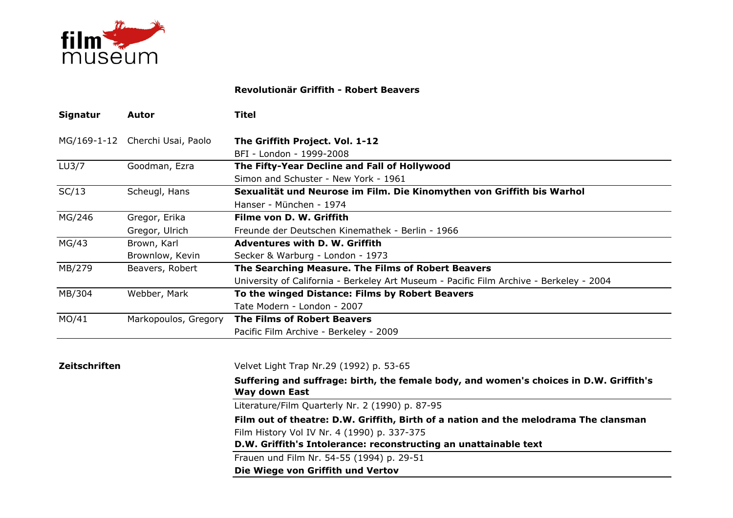film museum

## Revolutionär Griffith - Robert Beavers

| Signatur | Autor | Titel |
|---|---|---|
| MG/169-1-12 | Cherchi Usai, Paolo | **The Griffith Project. Vol. 1-12**<br>BFI - London - 1999-2008 |
| LU3/7 | Goodman, Ezra | **The Fifty-Year Decline and Fall of Hollywood**<br>Simon and Schuster - New York - 1961 |
| SC/13 | Scheugl, Hans | **Sexualität und Neurose im Film. Die Kinomythen von Griffith bis Warhol**<br>Hanser - München - 1974 |
| MG/246 | Gregor, Erika<br>Gregor, Ulrich | **Filme von D. W. Griffith**<br>Freunde der Deutschen Kinemathek - Berlin - 1966 |
| MG/43 | Brown, Karl<br>Brownlow, Kevin | **Adventures with D. W. Griffith**<br>Secker & Warburg - London - 1973 |
| MB/279 | Beavers, Robert | **The Searching Measure. The Films of Robert Beavers**<br>University of California - Berkeley Art Museum - Pacific Film Archive - Berkeley - 2004 |
| MB/304 | Webber, Mark | **To the winged Distance: Films by Robert Beavers**<br>Tate Modern - London - 2007 |
| MO/41 | Markopoulos, Gregory | **The Films of Robert Beavers**<br>Pacific Film Archive - Berkeley - 2009 |

**Zeitschriften**

Velvet Light Trap Nr.29 (1992) p. 53-65
**Suffering and suffrage: birth, the female body, and women's choices in D.W. Griffith's Way down East**

Literature/Film Quarterly Nr. 2 (1990) p. 87-95
**Film out of theatre: D.W. Griffith, Birth of a nation and the melodrama The clansman**

Film History Vol IV Nr. 4 (1990) p. 337-375
**D.W. Griffith's Intolerance: reconstructing an unattainable text**

Frauen und Film Nr. 54-55 (1994) p. 29-51
**Die Wiege von Griffith und Vertov**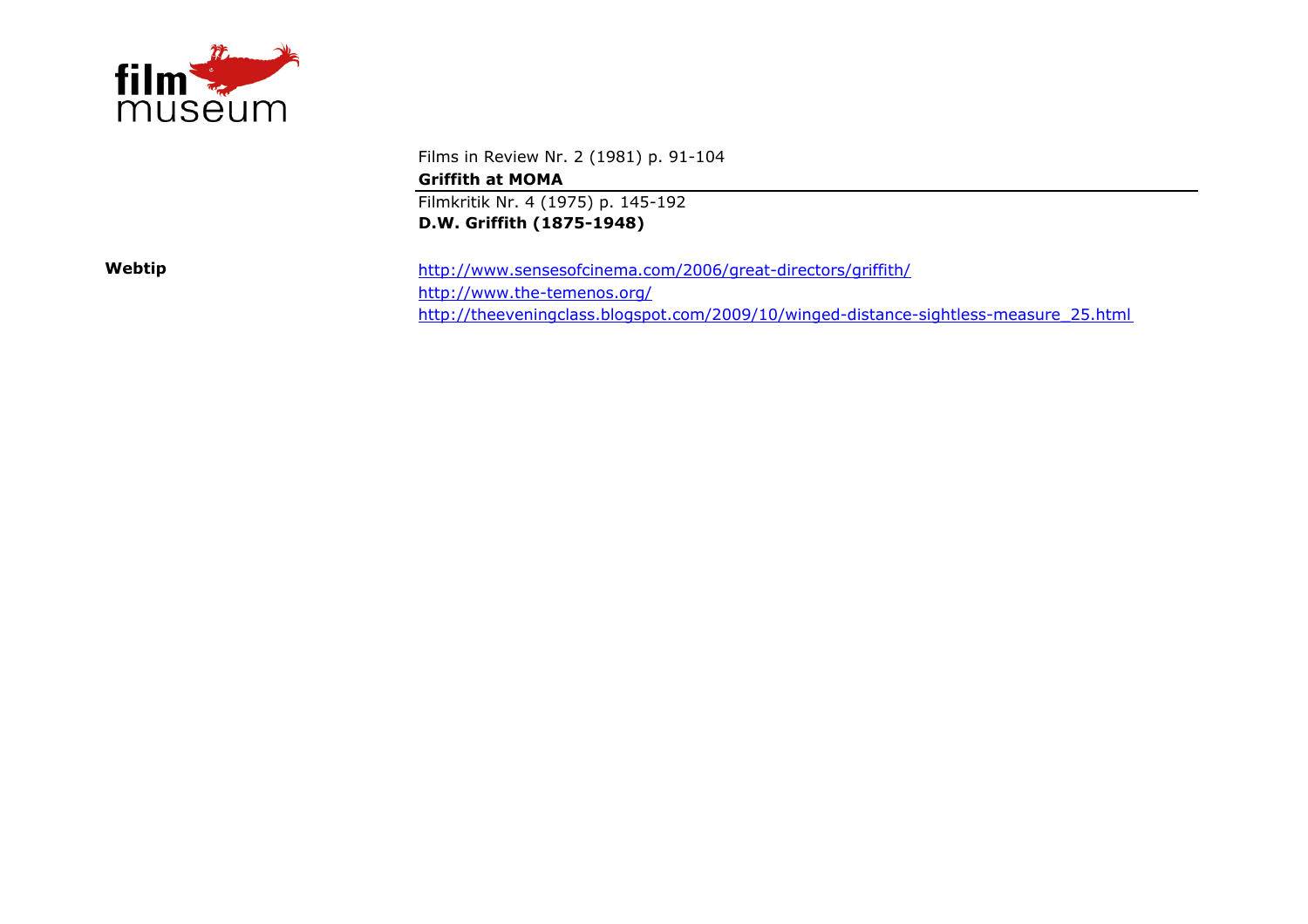Films in Review Nr. 2 (1981) p. 91-104
**Griffith at MOMA**

Filmkritik Nr. 4 (1975) p. 145-192
**D.W. Griffith (1875-1948)**

**Webtip**

http://www.sensesofcinema.com/2006/great-directors/griffith/
http://www.the-temenos.org/
http://theeveningclass.blogspot.com/2009/10/winged-distance-sightless-measure_25.html